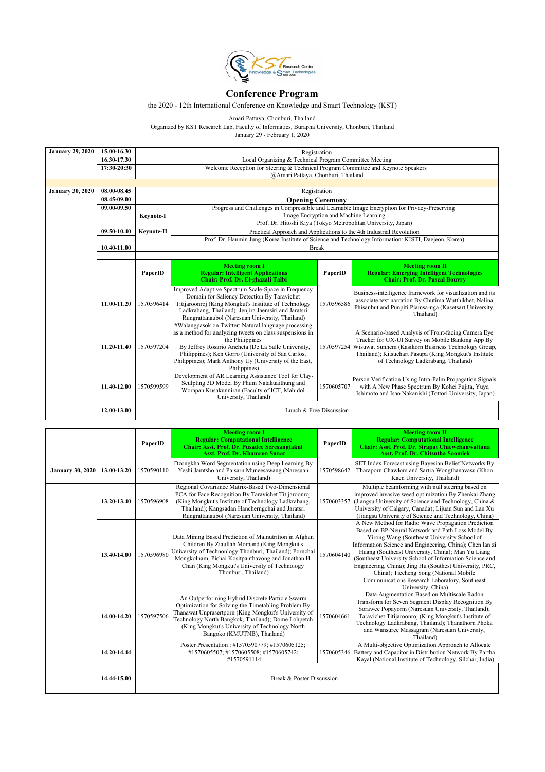# Conference Program

the 2020 - 12th International Conference on Knowledge and Smart Technology (KST)

Amari Pattaya, Chonburi, Thailand
Organized by KST Research Lab, Faculty of Informatics, Burapha University, Chonburi, Thailand
January 29 - February 1, 2020

| | | | | | |
|---|---|---|---|---|---|
| **January 29, 2020** | **15.00-16.30** | Registration | | | |
| | **16.30-17.30** | Local Organizing & Technical Program Committee Meeting | | | |
| | **17:30-20:30** | Welcome Reception for Steering & Technical Program Committee and Keynote Speakers @Amari Pattaya, Chonburi, Thailand | | | |
| **January 30, 2020** | **08.00-08.45** | Registration | | | |
| | **08.45-09.00** | **Opening Ceremony** | | | |
| | **09.00-09.50** | **Keynote-I** | Progress and Challenges in Compressible and Learnable Image Encryption for Privacy-Preserving Image Encryption and Machine Learning | | |
| | | | Prof. Dr. Hitoshi Kiya (Tokyo Metropolitan University, Japan) | | |
| | **09.50-10.40** | **Keynote-II** | Practical Approach and Applications to the 4th Industrial Revolution | | |
| | | | Prof. Dr. Hanmin Jung (Korea Institute of Science and Technology Information: KISTI, Daejeon, Korea) | | |
| | **10.40-11.00** | Break | | | |
| | | **PaperID** | **Meeting room I** **Regular: Intelligent Applications** **Chair: Prof. Dr. El-ghazali Talbi** | **PaperID** | **Meeting room II** **Regular: Emerging Intelligent Technologies** **Chair: Prof. Dr. Pascal Bouvry** |
| | **11.00-11.20** | 1570596414 | Improved Adaptive Spectrum Scale-Space in Frequency Domain for Saliency Detection By Taravichet Titijaroonroj (King Mongkut's Institute of Technology Ladkrabang, Thailand); Jenjira Jaemsiri and Jaratsri Rungrattanaubol (Naresuan University, Thailand) | 1570596586 | Business-intelligence framework for visualization and its associate text narration By Chutima Wutthikhet, Nalina Phisanbut and Punpiti Piamsa-nga (Kasetsart University, Thailand) |
| | **11.20-11.40** | 1570597204 | #Walangpasok on Twitter: Natural language processing as a method for analyzing tweets on class suspensions in the Philippines By Jeffrey Rosario Ancheta (De La Salle University, Philippines); Ken Gorro (University of San Carlos, Philippines); Mark Anthony Uy (University of the East, Philippines) | 1570597254 | A Scenario-based Analysis of Front-facing Camera Eye Tracker for UX-UI Survey on Mobile Banking App By Wisuwat Sunhem (Kasikorn Business Technology Group, Thailand); Kitsuchart Pasupa (King Mongkut's Institute of Technology Ladkrabang, Thailand) |
| | **11.40-12.00** | 1570599599 | Development of AR Learning Assistance Tool for Clay-Sculpting 3D Model By Phum Natakuaithung and Worapan Kusakunniran (Faculty of ICT, Mahidol University, Thailand) | 1570605707 | Person Verification Using Intra-Palm Propagation Signals with A New Phase Spectrum By Kohei Fujita, Yuya Ishimoto and Isao Nakanishi (Tottori University, Japan) |
| | **12.00-13.00** | Lunch & Free Discussion | | | |

| | | PaperID | Meeting room I | PaperID | Meeting room II |
|---|---|---|---|---|---|
| | | **PaperID** | **Meeting room I** **Regular: Computational Intelligence** **Chair: Asst. Prof. Dr. Pusadee Seresangtakul** **Asst. Prof. Dr. Khamron Sunat** | **PaperID** | **Meeting room II** **Regular: Computational Intelligence** **Chair: Asst. Prof. Dr. Sirapat Chiewchanwattana** **Asst. Prof. Dr. Chitsutha Soomlek** |
| **January 30, 2020** | **13.00-13.20** | 1570590110 | Dzongkha Word Segmentation using Deep Learning By Yeshi Jamtsho and Paisarn Muneesawang (Naresuan University, Thailand) | 1570598642 | SET Index Forecast using Bayesian Belief Networks By Tharaporn Chawlom and Sartra Wongthanavasu (Khon Kaen University, Thailand) |
| | **13.20-13.40** | 1570596908 | Regional Covariance Matrix-Based Two-Dimensional PCA for Face Recognition By Taravichet Titijaroonroj (King Mongkut's Institute of Technology Ladkrabang, Thailand); Kangsadan Hancherngchai and Jaratsri Rungrattanaubol (Naresuan University, Thailand) | 1570603357 | Multiple beamforming with null steering based on improved invasive weed optimization By Zhenkai Zhang (Jiangsu University of Science and Technology, China & University of Calgary, Canada); Lijuan Sun and Lan Xu (Jiangsu University of Science and Technology, China) |
| | **13.40-14.00** | 1570596980 | Data Mining Based Prediction of Malnutrition in Afghan Children By Ziaullah Momand (King Mongkut's University of Technology Thonburi, Thailand); Pornchai Mongkolnam, Pichai Kositpanthavong and Jonathan H. Chan (King Mongkut's University of Technology Thonburi, Thailand) | 1570604140 | A New Method for Radio Wave Propagation Prediction Based on BP-Neural Network and Path Loss Model By Yirong Wang (Southeast University School of Information Science and Engineering, China); Chen lan zi Huang (Southeast University, China); Man Yu Liang (Southeast University School of Information Science and Engineering, China); Jing Hu (Southest University, PRC, China); Tiecheng Song (National Mobile Communications Research Laboratory, Southeast University, China) |
| | **14.00-14.20** | 1570597506 | An Outperforming Hybrid Discrete Particle Swarm Optimization for Solving the Timetabling Problem By Thanawat Unprasertporn (King Mongkut's University of Technology North Bangkok, Thailand); Dome Lohpetch (King Mongkut's University of Technology North Bangoko (KMUTNB), Thailand) | 1570604661 | Data Augmentation Based on Multiscale Radon Transform for Seven Segment Display Recognition By Sorawee Popayorm (Naresuan University, Thailand); Taravichet Titijaroonroj (King Mongkut's Institute of Technology Ladkrabang, Thailand); Thanathorn Phoka and Wansuree Massagram (Naresuan University, Thailand) |
| | **14.20-14.44** | | Poster Presentation : #1570590779; #1570605125; #1570605507; #1570605508; #1570605742; #1570591114 | 1570605346 | A Multi-objective Optimization Approach to Allocate Battery and Capacitor in Distribution Network By Partha Kayal (National Institute of Technology, Silchar, India) |
| | **14.44-15.00** | Break & Poster Discussion | | | |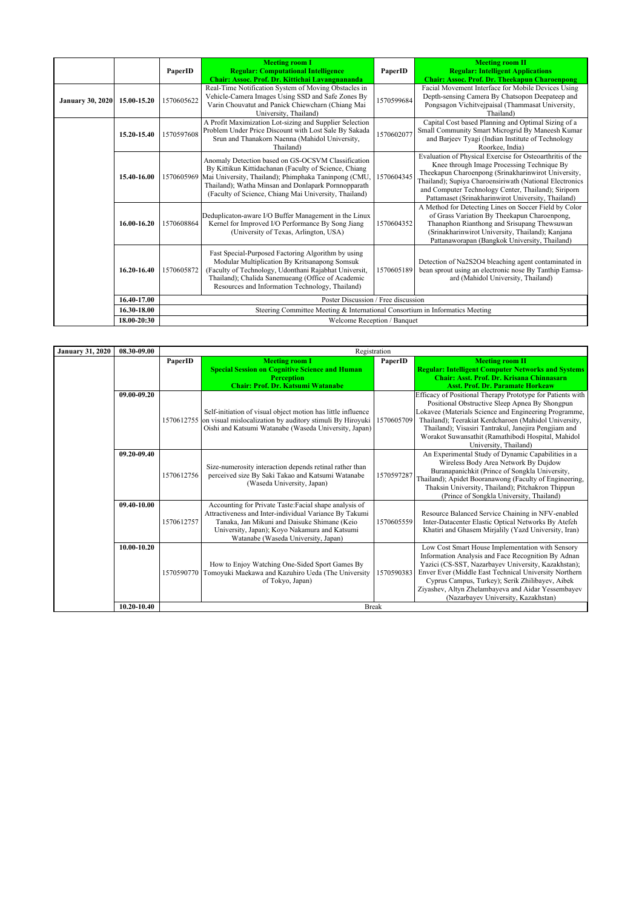| | | PaperID | **Meeting room I** **Regular: Computational Intelligence** **Chair: Assoc. Prof. Dr. Kittichai Lavangnananda** | PaperID | **Meeting room II** **Regular: Intelligent Applications** **Chair: Assoc. Prof. Dr. Theekapun Charoenpong** |
|---|---|---|---|---|---|
| **January 30, 2020** | **15.00-15.20** | 1570605622 | Real-Time Notification System of Moving Obstacles in Vehicle-Camera Images Using SSD and Safe Zones By Varin Chouvatut and Panick Chiewcharn (Chiang Mai University, Thailand) | 1570599684 | Facial Movement Interface for Mobile Devices Using Depth-sensing Camera By Chatsopon Deepateep and Pongsagon Vichitvejpaisal (Thammasat University, Thailand) |
| | **15.20-15.40** | 1570597608 | A Profit Maximization Lot-sizing and Supplier Selection Problem Under Price Discount with Lost Sale By Sakada Srun and Thanakorn Naenna (Mahidol University, Thailand) | 1570602077 | Capital Cost based Planning and Optimal Sizing of a Small Community Smart Microgrid By Maneesh Kumar and Barjeev Tyagi (Indian Institute of Technology Roorkee, India) |
| | **15.40-16.00** | 1570605969 | Anomaly Detection based on GS-OCSVM Classification By Kittikun Kittidachanan (Faculty of Science, Chiang Mai University, Thailand); Phimphaka Taninpong (CMU, Thailand); Watha Minsan and Donlapark Pornnopparath (Faculty of Science, Chiang Mai University, Thailand) | 1570604345 | Evaluation of Physical Exercise for Osteoarthritis of the Knee through Image Processing Technique By Theekapun Charoenpong (Srinakharinwirot University, Thailand); Supiya Charoensiriwath (National Electronics and Computer Technology Center, Thailand); Siriporn Pattamaset (Srinakharinwirot University, Thailand) |
| | **16.00-16.20** | 1570608864 | Deduplicaton-aware I/O Buffer Management in the Linux Kernel for Improved I/O Performance By Song Jiang (University of Texas, Arlington, USA) | 1570604352 | A Method for Detecting Lines on Soccer Field by Color of Grass Variation By Theekapun Charoenpong, Thanaphon Rianthong and Srisupang Thewsuwan (Srinakharinwirot University, Thailand); Kanjana Pattanaworapan (Bangkok University, Thailand) |
| | **16.20-16.40** | 1570605872 | Fast Special-Purposed Factoring Algorithm by using Modular Multiplication By Kritsanapong Somsuk (Faculty of Technology, Udonthani Rajabhat Universit, Thailand); Chalida Sanemueang (Office of Academic Resources and Information Technology, Thailand) | 1570605189 | Detection of Na2S2O4 bleaching agent contaminated in bean sprout using an electronic nose By Tanthip Eamsa-ard (Mahidol University, Thailand) |
| | **16.40-17.00** | Poster Discussion / Free discussion | | | |
| | **16.30-18.00** | Steering Committee Meeting & International Consortium in Informatics Meeting | | | |
| | **18.00-20:30** | Welcome Reception / Banquet | | | |

| | | | | | |
|---|---|---|---|---|---|
| **January 31, 2020** | **08.30-09.00** | Registration | | | |
| | | **PaperID** | **Meeting room I** **Special Session on Cognitive Science and Human Perception** **Chair: Prof. Dr. Katsumi Watanabe** | **PaperID** | **Meeting room II** **Regular: Intelligent Computer Networks and Systems** **Chair: Asst. Prof. Dr. Krisana Chinnasarn** **Asst. Prof. Dr. Paramate Horkeaw** |
| | **09.00-09.20** | 1570612755 | Self-initiation of visual object motion has little influence on visual mislocalization by auditory stimuli By Hiroyuki Oishi and Katsumi Watanabe (Waseda University, Japan) | 1570605709 | Efficacy of Positional Therapy Prototype for Patients with Positional Obstructive Sleep Apnea By Shongpun Lokavee (Materials Science and Engineering Programme, Thailand); Teerakiat Kerdcharoen (Mahidol University, Thailand); Visasiri Tantrakul, Janejira Pengjiam and Worakot Suwansathit (Ramathibodi Hospital, Mahidol University, Thailand) |
| | **09.20-09.40** | 1570612756 | Size-numerosity interaction depends retinal rather than perceived size By Saki Takao and Katsumi Watanabe (Waseda University, Japan) | 1570597287 | An Experimental Study of Dynamic Capabilities in a Wireless Body Area Network By Dujdow Buranapanichkit (Prince of Songkla University, Thailand); Apidet Booranawong (Faculty of Engineering, Thaksin University, Thailand); Pitchakron Thippun (Prince of Songkla University, Thailand) |
| | **09.40-10.00** | 1570612757 | Accounting for Private Taste:Facial shape analysis of Attractiveness and Inter-individual Variance By Takumi Tanaka, Jan Mikuni and Daisuke Shimane (Keio University, Japan); Koyo Nakamura and Katsumi Watanabe (Waseda University, Japan) | 1570605559 | Resource Balanced Service Chaining in NFV-enabled Inter-Datacenter Elastic Optical Networks By Atefeh Khatiri and Ghasem Mirjalily (Yazd University, Iran) |
| | **10.00-10.20** | 1570590770 | How to Enjoy Watching One-Sided Sport Games By Tomoyuki Maekawa and Kazuhiro Ueda (The University of Tokyo, Japan) | 1570590383 | Low Cost Smart House Implementation with Sensory Information Analysis and Face Recognition By Adnan Yazici (CS-SST, Nazarbayev University, Kazakhstan); Enver Ever (Middle East Technical University Northern Cyprus Campus, Turkey); Serik Zhilibayev, Aibek Ziyashev, Altyn Zhelambayeva and Aidar Yessembayev (Nazarbayev University, Kazakhstan) |
| | **10.20-10.40** | Break | | | |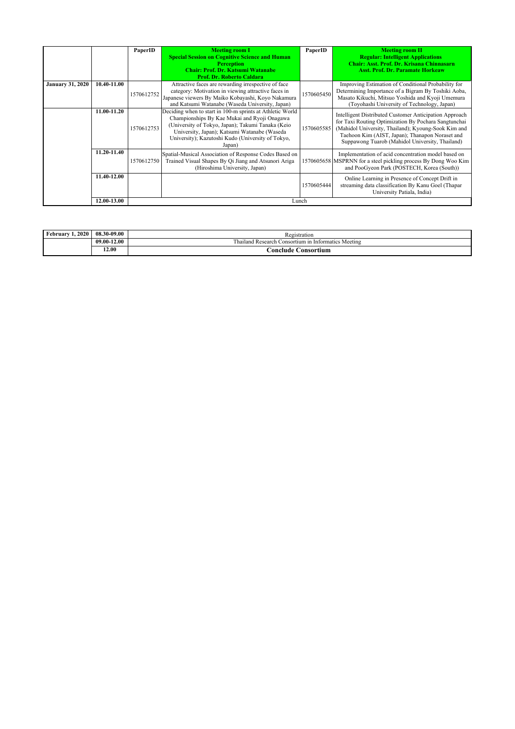| | | PaperID | **Meeting room I**<br>**Special Session on Cognitive Science and Human Perception**<br>**Chair: Prof. Dr. Katsumi Watanabe**<br>**Prof. Dr. Roberto Caldara** | PaperID | **Meeting room II**<br>**Regular: Intelligent Applications**<br>**Chair: Asst. Prof. Dr. Krisana Chinnasarn**<br>**Asst. Prof. Dr. Paramate Horkeaw** |
|---|---|---|---|---|---|
| **January 31, 2020** | **10.40-11.00** | 1570612752 | Attractive faces are rewarding irrespective of face category: Motivation in viewing attractive faces in Japanese viewers By Maiko Kobayashi, Koyo Nakamura and Katsumi Watanabe (Waseda University, Japan) | 1570605450 | Improving Estimation of Conditional Probability for Determining Importance of a Bigram By Toshiki Aoba, Masato Kikuchi, Mitsuo Yoshida and Kyoji Umemura (Toyohashi University of Technology, Japan) |
| | **11.00-11.20** | 1570612753 | Deciding when to start in 100-m sprints at Athletic World Championships By Kae Mukai and Ryoji Onagawa (University of Tokyo, Japan); Takumi Tanaka (Keio University, Japan); Katsumi Watanabe (Waseda University); Kazutoshi Kudo (University of Tokyo, Japan) | 1570605585 | Intelligent Distributed Customer Anticipation Approach for Taxi Routing Optimization By Pochara Sangtunchai (Mahidol University, Thailand); Kyoung-Sook Kim and Taehoon Kim (AIST, Japan); Thanapon Noraset and Suppawong Tuarob (Mahidol University, Thailand) |
| | **11.20-11.40** | 1570612750 | Spatial-Musical Association of Response Codes Based on Trained Visual Shapes By Qi Jiang and Atsunori Ariga (Hiroshima University, Japan) | 1570605658 | Implementation of acid concentration model based on MSPRNN for a steel pickling process By Dong Woo Kim and PooGyeon Park (POSTECH, Korea (South)) |
| | **11.40-12.00** | | | 1570605444 | Online Learning in Presence of Concept Drift in streaming data classification By Kanu Goel (Thapar University Patiala, India) |
| | **12.00-13.00** | Lunch | | | |

| | | |
|---|---|---|
| **February 1, 2020** | **08.30-09.00** | Registration |
| | **09.00-12.00** | Thailand Research Consortium in Informatics Meeting |
| | **12.00** | **Conclude Consortium** |